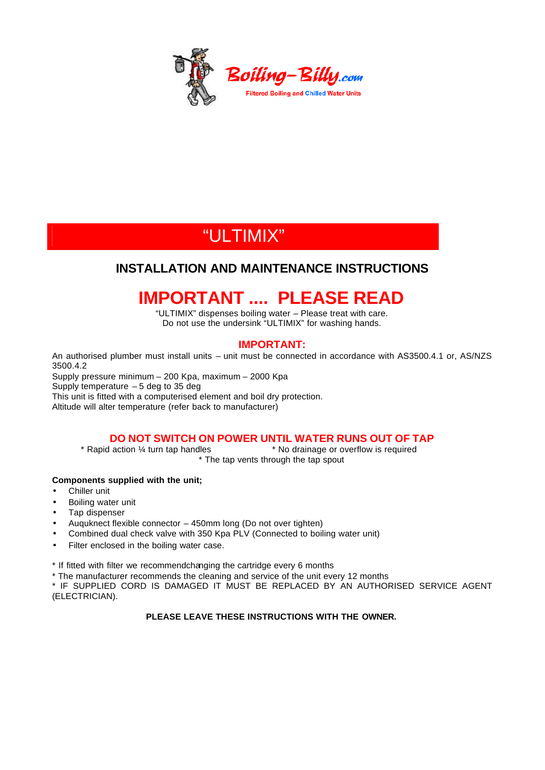Boiling-Billy.com

Filtered Boiling and Chilled Water Units

# "ULTIMIX"

## INSTALLATION AND MAINTENANCE INSTRUCTIONS

# IMPORTANT .... PLEASE READ

"ULTIMIX" dispenses boiling water – Please treat with care.
Do not use the undersink "ULTIMIX" for washing hands.

### IMPORTANT:

An authorised plumber must install units – unit must be connected in accordance with AS3500.4.1 or, AS/NZS 3500.4.2
Supply pressure minimum – 200 Kpa, maximum – 2000 Kpa
Supply temperature – 5 deg to 35 deg
This unit is fitted with a computerised element and boil dry protection.
Altitude will alter temperature (refer back to manufacturer)

### DO NOT SWITCH ON POWER UNTIL WATER RUNS OUT OF TAP

* Rapid action ¼ turn tap handles
* No drainage or overflow is required
* The tap vents through the tap spout

**Components supplied with the unit;**

- Chiller unit
- Boiling water unit
- Tap dispenser
- Auquknect flexible connector – 450mm long (Do not over tighten)
- Combined dual check valve with 350 Kpa PLV (Connected to boiling water unit)
- Filter enclosed in the boiling water case.

* If fitted with filter we recommendchanging the cartridge every 6 months
* The manufacturer recommends the cleaning and service of the unit every 12 months
* IF SUPPLIED CORD IS DAMAGED IT MUST BE REPLACED BY AN AUTHORISED SERVICE AGENT (ELECTRICIAN).

**PLEASE LEAVE THESE INSTRUCTIONS WITH THE OWNER.**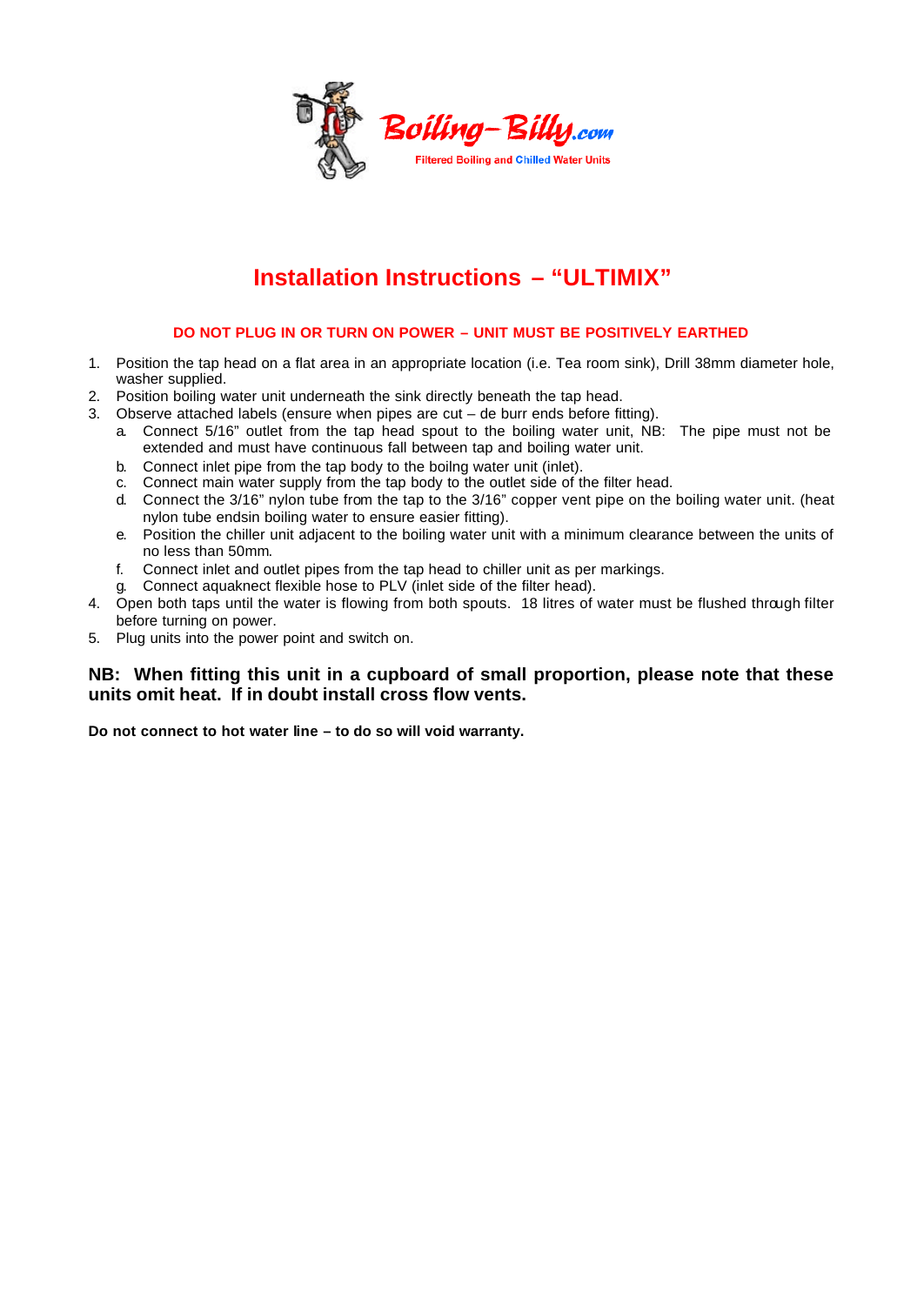Boiling-Billy.com

Filtered Boiling and Chilled Water Units

# Installation Instructions – "ULTIMIX"

**DO NOT PLUG IN OR TURN ON POWER – UNIT MUST BE POSITIVELY EARTHED**

1. Position the tap head on a flat area in an appropriate location (i.e. Tea room sink), Drill 38mm diameter hole, washer supplied.
2. Position boiling water unit underneath the sink directly beneath the tap head.
3. Observe attached labels (ensure when pipes are cut – de burr ends before fitting).
   a. Connect 5/16" outlet from the tap head spout to the boiling water unit, NB: The pipe must not be extended and must have continuous fall between tap and boiling water unit.
   b. Connect inlet pipe from the tap body to the boilng water unit (inlet).
   c. Connect main water supply from the tap body to the outlet side of the filter head.
   d. Connect the 3/16" nylon tube from the tap to the 3/16" copper vent pipe on the boiling water unit. (heat nylon tube endsin boiling water to ensure easier fitting).
   e. Position the chiller unit adjacent to the boiling water unit with a minimum clearance between the units of no less than 50mm.
   f. Connect inlet and outlet pipes from the tap head to chiller unit as per markings.
   g. Connect aquaknect flexible hose to PLV (inlet side of the filter head).
4. Open both taps until the water is flowing from both spouts. 18 litres of water must be flushed through filter before turning on power.
5. Plug units into the power point and switch on.

**NB: When fitting this unit in a cupboard of small proportion, please note that these units omit heat. If in doubt install cross flow vents.**

**Do not connect to hot water line – to do so will void warranty.**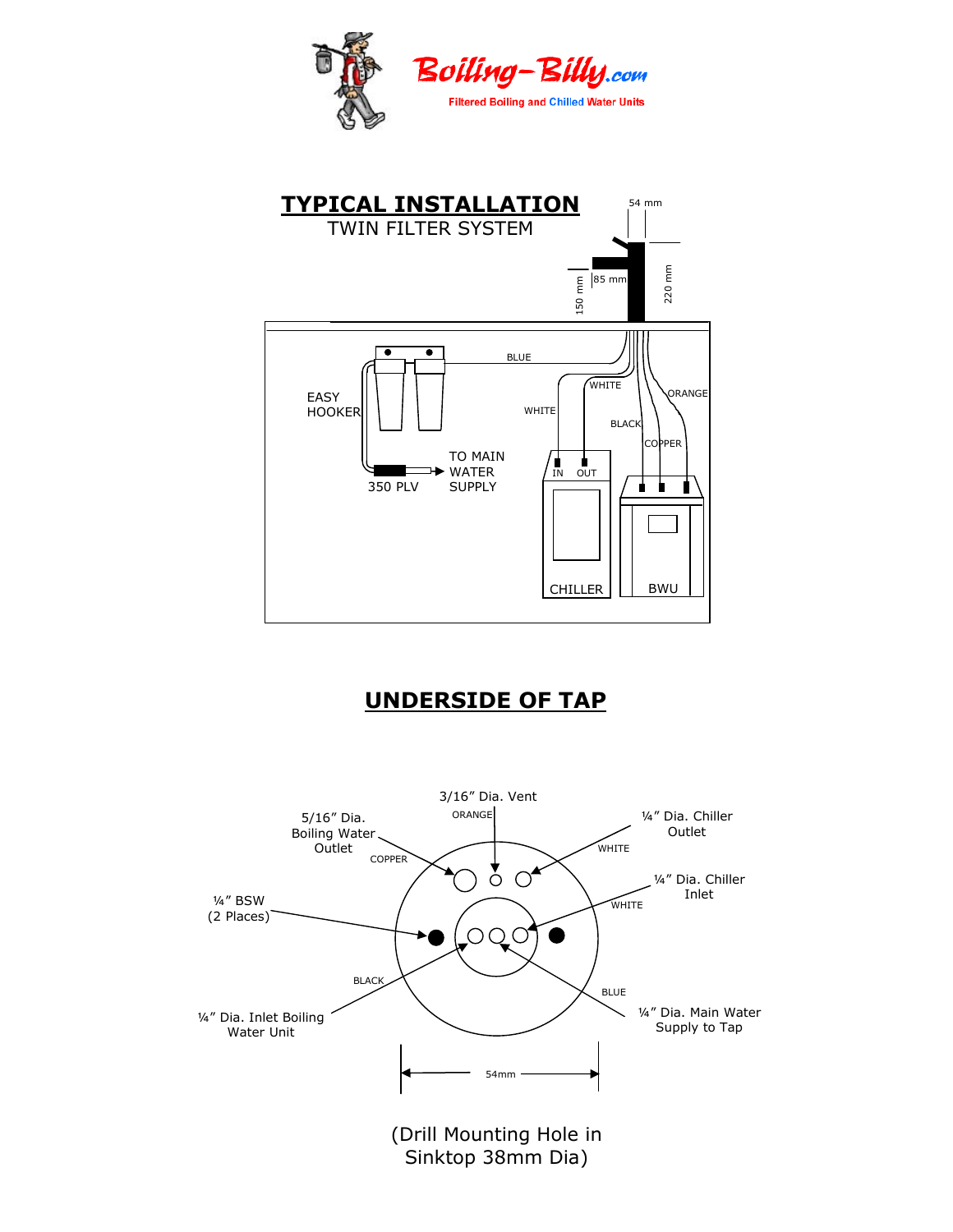Boiling-Billy.com

Filtered Boiling and Chilled Water Units

# TYPICAL INSTALLATION

## TWIN FILTER SYSTEM

54 mm

85 mm

150 mm

220 mm

BLUE

EASY HOOKER

WHITE

WHITE

ORANGE

BLACK

COPPER

TO MAIN WATER SUPPLY

350 PLV

IN OUT

CHILLER

BWU

# UNDERSIDE OF TAP

3/16" Dia. Vent

ORANGE

5/16" Dia. Boiling Water Outlet

COPPER

¼" Dia. Chiller Outlet

WHITE

¼" Dia. Chiller Inlet

WHITE

¼" BSW (2 Places)

BLACK

¼" Dia. Inlet Boiling Water Unit

BLUE

¼" Dia. Main Water Supply to Tap

54mm

(Drill Mounting Hole in Sinktop 38mm Dia)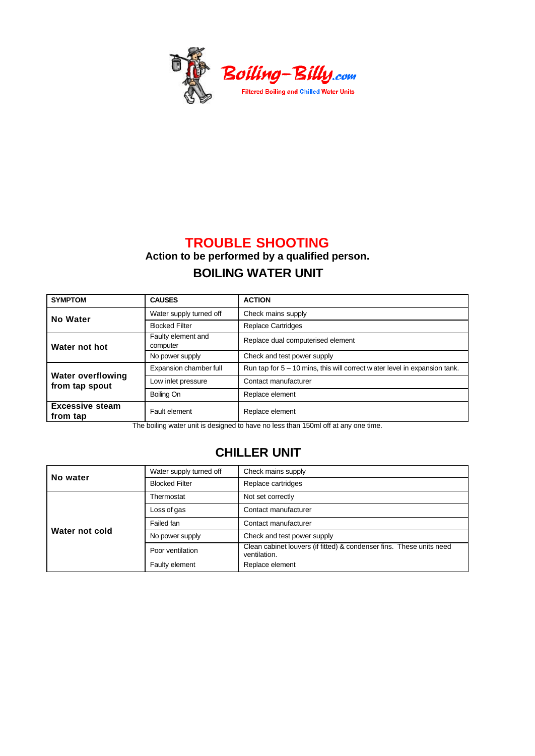Boiling-Billy.com

Filtered Boiling and Chilled Water Units

# TROUBLE SHOOTING

**Action to be performed by a qualified person.**

## BOILING WATER UNIT

| SYMPTOM | CAUSES | ACTION |
|---|---|---|
| **No Water** | Water supply turned off | Check mains supply |
| | Blocked Filter | Replace Cartridges |
| **Water not hot** | Faulty element and computer | Replace dual computerised element |
| | No power supply | Check and test power supply |
| **Water overflowing from tap spout** | Expansion chamber full | Run tap for 5 – 10 mins, this will correct w ater level in expansion tank. |
| | Low inlet pressure | Contact manufacturer |
| | Boiling On | Replace element |
| **Excessive steam from tap** | Fault element | Replace element |

The boiling water unit is designed to have no less than 150ml off at any one time.

## CHILLER UNIT

| | | |
|---|---|---|
| **No water** | Water supply turned off | Check mains supply |
| | Blocked Filter | Replace cartridges |
| **Water not cold** | Thermostat | Not set correctly |
| | Loss of gas | Contact manufacturer |
| | Failed fan | Contact manufacturer |
| | No power supply | Check and test power supply |
| | Poor ventilation | Clean cabinet louvers (if fitted) & condenser fins. These units need ventilation. |
| | Faulty element | Replace element |